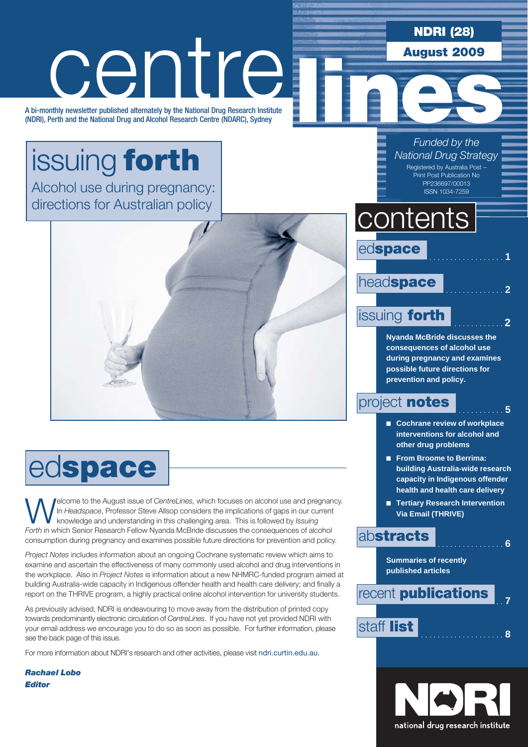# centrelines

**NDRI (28)**

**August 2009**

A bi-monthly newsletter published alternately by the National Drug Research Institute (NDRI), Perth and the National Drug and Alcohol Research Centre (NDARC), Sydney

*Funded by the National Drug Strategy*

Registered by Australia Post – Print Post Publication No PP236697/00013
ISSN 1034-7259

## issuing **forth**

Alcohol use during pregnancy: directions for Australian policy

## contents

ed**space** .................. 1

head**space** .............. 2

issuing **forth** ............ 2

**Nyanda McBride discusses the consequences of alcohol use during pregnancy and examines possible future directions for prevention and policy.**

project **notes** ........... 5

- **Cochrane review of workplace interventions for alcohol and other drug problems**
- **From Broome to Berrima: building Australia-wide research capacity in Indigenous offender health and health care delivery**
- **Tertiary Research Intervention Via Email (THRIVE)**

ab**stracts** ................ 6

**Summaries of recently published articles**

recent **publications** .. 7

staff **list** .................... 8

## ed**space**

Welcome to the August issue of *CentreLines,* which focuses on alcohol use and pregnancy. In *Headspace*, Professor Steve Allsop considers the implications of gaps in our current knowledge and understanding in this challenging area. This is followed by *Issuing Forth* in which Senior Research Fellow Nyanda McBride discusses the consequences of alcohol consumption during pregnancy and examines possible future directions for prevention and policy.

*Project Notes* includes information about an ongoing Cochrane systematic review which aims to examine and ascertain the effectiveness of many commonly used alcohol and drug interventions in the workplace. Also in *Project Notes* is information about a new NHMRC-funded program aimed at building Australia-wide capacity in Indigenous offender health and health care delivery; and finally a report on the THRIVE program, a highly practical online alcohol intervention for university students.

As previously advised, NDRI is endeavouring to move away from the distribution of printed copy towards predominantly electronic circulation of *CentreLines*. If you have not yet provided NDRI with your email address we encourage you to do so as soon as possible. For further information, please see the back page of this issue.

For more information about NDRI's research and other activities, please visit ndri.curtin.edu.au.

***Rachael Lobo***
***Editor***

national drug research institute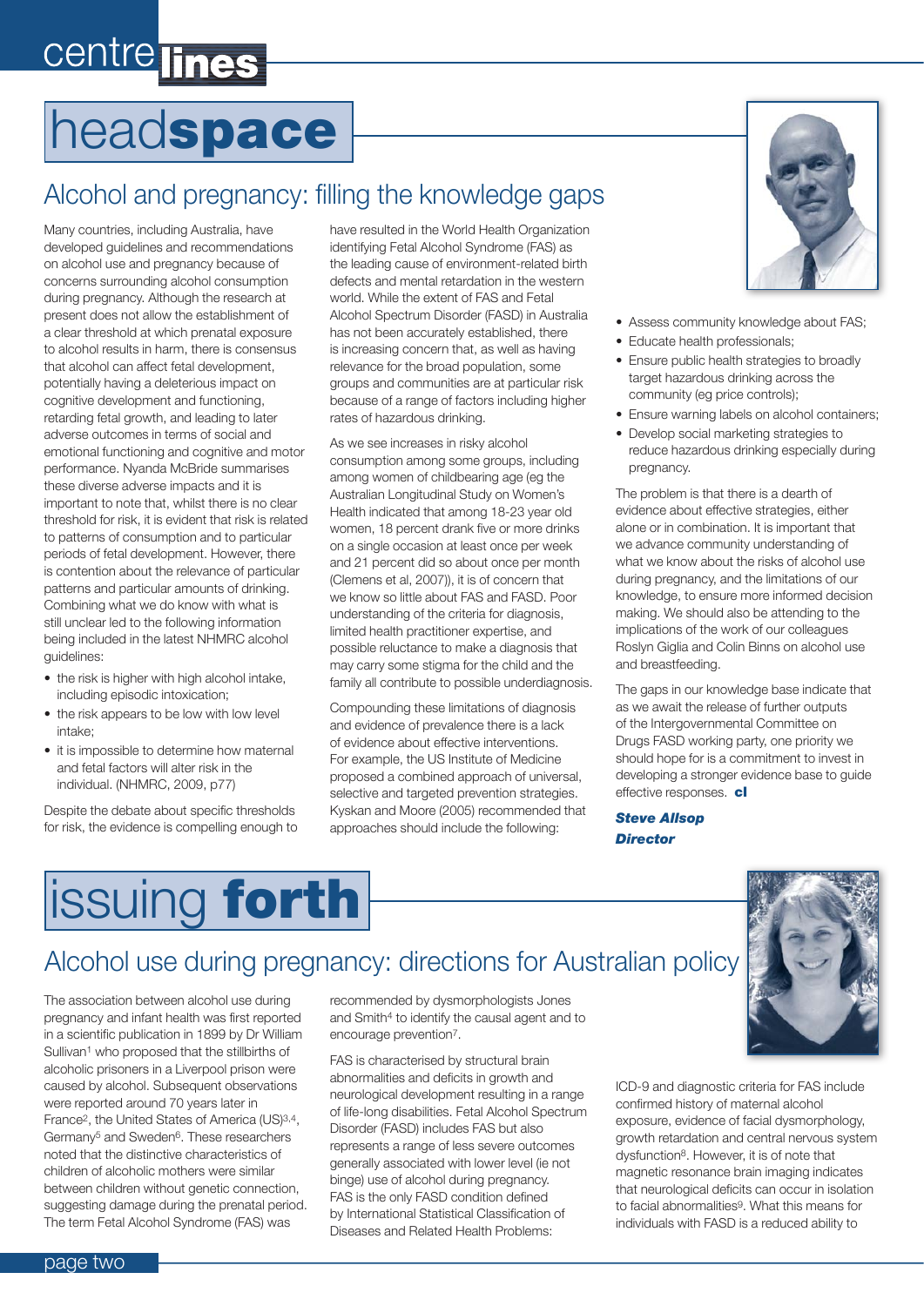# headspace

## Alcohol and pregnancy: filling the knowledge gaps

Many countries, including Australia, have developed guidelines and recommendations on alcohol use and pregnancy because of concerns surrounding alcohol consumption during pregnancy. Although the research at present does not allow the establishment of a clear threshold at which prenatal exposure to alcohol results in harm, there is consensus that alcohol can affect fetal development, potentially having a deleterious impact on cognitive development and functioning, retarding fetal growth, and leading to later adverse outcomes in terms of social and emotional functioning and cognitive and motor performance. Nyanda McBride summarises these diverse adverse impacts and it is important to note that, whilst there is no clear threshold for risk, it is evident that risk is related to patterns of consumption and to particular periods of fetal development. However, there is contention about the relevance of particular patterns and particular amounts of drinking. Combining what we do know with what is still unclear led to the following information being included in the latest NHMRC alcohol guidelines:

- the risk is higher with high alcohol intake, including episodic intoxication;
- the risk appears to be low with low level intake;
- it is impossible to determine how maternal and fetal factors will alter risk in the individual. (NHMRC, 2009, p77)

Despite the debate about specific thresholds for risk, the evidence is compelling enough to have resulted in the World Health Organization identifying Fetal Alcohol Syndrome (FAS) as the leading cause of environment-related birth defects and mental retardation in the western world. While the extent of FAS and Fetal Alcohol Spectrum Disorder (FASD) in Australia has not been accurately established, there is increasing concern that, as well as having relevance for the broad population, some groups and communities are at particular risk because of a range of factors including higher rates of hazardous drinking.

As we see increases in risky alcohol consumption among some groups, including among women of childbearing age (eg the Australian Longitudinal Study on Women's Health indicated that among 18-23 year old women, 18 percent drank five or more drinks on a single occasion at least once per week and 21 percent did so about once per month (Clemens et al, 2007)), it is of concern that we know so little about FAS and FASD. Poor understanding of the criteria for diagnosis, limited health practitioner expertise, and possible reluctance to make a diagnosis that may carry some stigma for the child and the family all contribute to possible underdiagnosis.

Compounding these limitations of diagnosis and evidence of prevalence there is a lack of evidence about effective interventions. For example, the US Institute of Medicine proposed a combined approach of universal, selective and targeted prevention strategies. Kyskan and Moore (2005) recommended that approaches should include the following:

- Assess community knowledge about FAS;
- Educate health professionals;
- Ensure public health strategies to broadly target hazardous drinking across the community (eg price controls);
- Ensure warning labels on alcohol containers;
- Develop social marketing strategies to reduce hazardous drinking especially during pregnancy.

The problem is that there is a dearth of evidence about effective strategies, either alone or in combination. It is important that we advance community understanding of what we know about the risks of alcohol use during pregnancy, and the limitations of our knowledge, to ensure more informed decision making. We should also be attending to the implications of the work of our colleagues Roslyn Giglia and Colin Binns on alcohol use and breastfeeding.

The gaps in our knowledge base indicate that as we await the release of further outputs of the Intergovernmental Committee on Drugs FASD working party, one priority we should hope for is a commitment to invest in developing a stronger evidence base to guide effective responses. **cl**

***Steve Allsop***
***Director***

# issuing forth

## Alcohol use during pregnancy: directions for Australian policy

The association between alcohol use during pregnancy and infant health was first reported in a scientific publication in 1899 by Dr William Sullivan[1] who proposed that the stillbirths of alcoholic prisoners in a Liverpool prison were caused by alcohol. Subsequent observations were reported around 70 years later in France[2], the United States of America (US)[3,4], Germany[5] and Sweden[6]. These researchers noted that the distinctive characteristics of children of alcoholic mothers were similar between children without genetic connection, suggesting damage during the prenatal period. The term Fetal Alcohol Syndrome (FAS) was recommended by dysmorphologists Jones and Smith[4] to identify the causal agent and to encourage prevention[7].

FAS is characterised by structural brain abnormalities and deficits in growth and neurological development resulting in a range of life-long disabilities. Fetal Alcohol Spectrum Disorder (FASD) includes FAS but also represents a range of less severe outcomes generally associated with lower level (ie not binge) use of alcohol during pregnancy. FAS is the only FASD condition defined by International Statistical Classification of Diseases and Related Health Problems: ICD-9 and diagnostic criteria for FAS include confirmed history of maternal alcohol exposure, evidence of facial dysmorphology, growth retardation and central nervous system dysfunction[8]. However, it is of note that magnetic resonance brain imaging indicates that neurological deficits can occur in isolation to facial abnormalities[9]. What this means for individuals with FASD is a reduced ability to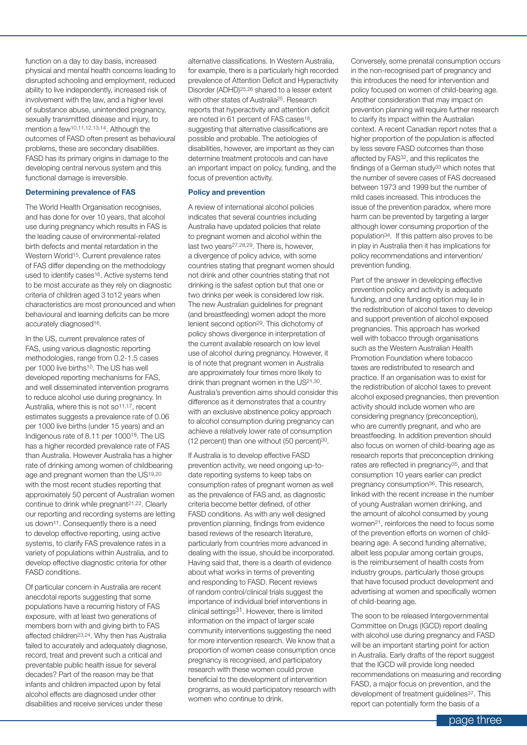function on a day to day basis, increased physical and mental health concerns leading to disrupted schooling and employment, reduced ability to live independently, increased risk of involvement with the law, and a higher level of substance abuse, unintended pregnancy, sexually transmitted disease and injury, to mention a few[10,11,12,13,14]. Although the outcomes of FASD often present as behavioural problems, these are secondary disabilities. FASD has its primary origins in damage to the developing central nervous system and this functional damage is irreversible.

### Determining prevalence of FAS

The World Health Organisation recognises, and has done for over 10 years, that alcohol use during pregnancy which results in FAS is the leading cause of environmental-related birth defects and mental retardation in the Western World[15]. Current prevalence rates of FAS differ depending on the methodology used to identify cases[16]. Active systems tend to be most accurate as they rely on diagnostic criteria of children aged 3 to12 years when characteristics are most pronounced and when behavioural and learning deficits can be more accurately diagnosed[16].

In the US, current prevalence rates of FAS, using various diagnostic reporting methodologies, range from 0.2-1.5 cases per 1000 live births[10]. The US has well developed reporting mechanisms for FAS, and well disseminated intervention programs to reduce alcohol use during pregnancy. In Australia, where this is not so[11,17], recent estimates suggests a prevalence rate of 0.06 per 1000 live births (under 15 years) and an Indigenous rate of 8.11 per 1000[18]. The US has a higher recorded prevalence rate of FAS than Australia. However Australia has a higher rate of drinking among women of childbearing age and pregnant women than the US[19,20] with the most recent studies reporting that approximately 50 percent of Australian women continue to drink while pregnant[21,22]. Clearly our reporting and recording systems are letting us down[11]. Consequently there is a need to develop effective reporting, using active systems, to clarify FAS prevalence rates in a variety of populations within Australia, and to develop effective diagnostic criteria for other FASD conditions.

Of particular concern in Australia are recent anecdotal reports suggesting that some populations have a recurring history of FAS exposure, with at least two generations of members born with and giving birth to FAS affected children[23,24]. Why then has Australia failed to accurately and adequately diagnose, record, treat and prevent such a critical and preventable public health issue for several decades? Part of the reason may be that infants and children impacted upon by fetal alcohol effects are diagnosed under other disabilities and receive services under these alternative classifications. In Western Australia, for example, there is a particularly high recorded prevalence of Attention Deficit and Hyperactivity Disorder (ADHD)[25,26] shared to a lesser extent with other states of Australia[25]. Research reports that hyperactivity and attention deficit are noted in 61 percent of FAS cases[16], suggesting that alternative classifications are possible and probable. The aetiologies of disabilities, however, are important as they can determine treatment protocols and can have an important impact on policy, funding, and the focus of prevention activity.

### Policy and prevention

A review of international alcohol policies indicates that several countries including Australia have updated policies that relate to pregnant women and alcohol within the last two years[27,28,29]. There is, however, a divergence of policy advice, with some countries stating that pregnant women should not drink and other countries stating that not drinking is the safest option but that one or two drinks per week is considered low risk. The new Australian guidelines for pregnant (and breastfeeding) women adopt the more lenient second option[29]. This dichotomy of policy shows divergence in interpretation of the current available research on low level use of alcohol during pregnancy. However, it is of note that pregnant women in Australia are approximately four times more likely to drink than pregnant women in the US[21,30]. Australia's prevention aims should consider this difference as it demonstrates that a country with an exclusive abstinence policy approach to alcohol consumption during pregnancy can achieve a relatively lower rate of consumption (12 percent) than one without (50 percent)[30].

If Australia is to develop effective FASD prevention activity, we need ongoing up-to-date reporting systems to keep tabs on consumption rates of pregnant women as well as the prevalence of FAS and, as diagnostic criteria become better defined, of other FASD conditions. As with any well designed prevention planning, findings from evidence based reviews of the research literature, particularly from countries more advanced in dealing with the issue, should be incorporated. Having said that, there is a dearth of evidence about what works in terms of preventing and responding to FASD. Recent reviews of random control/clinical trials suggest the importance of individual brief interventions in clinical settings[31]. However, there is limited information on the impact of larger scale community interventions suggesting the need for more intervention research. We know that a proportion of women cease consumption once pregnancy is recognised, and participatory research with these women could prove beneficial to the development of intervention programs, as would participatory research with women who continue to drink.

Conversely, some prenatal consumption occurs in the non-recognised part of pregnancy and this introduces the need for intervention and policy focused on women of child-bearing age. Another consideration that may impact on prevention planning will require further research to clarify its impact within the Australian context. A recent Canadian report notes that a higher proportion of the population is affected by less severe FASD outcomes than those affected by FAS[32], and this replicates the findings of a German study[33] which notes that the number of severe cases of FAS decreased between 1973 and 1999 but the number of mild cases increased. This introduces the issue of the prevention paradox, where more harm can be prevented by targeting a larger although lower consuming proportion of the population[34]. If this pattern also proves to be in play in Australia then it has implications for policy recommendations and intervention/ prevention funding.

Part of the answer in developing effective prevention policy and activity is adequate funding, and one funding option may lie in the redistribution of alcohol taxes to develop and support prevention of alcohol exposed pregnancies. This approach has worked well with tobacco through organisations such as the Western Australian Health Promotion Foundation where tobacco taxes are redistributed to research and practice. If an organisation was to exist for the redistribution of alcohol taxes to prevent alcohol exposed pregnancies, then prevention activity should include women who are considering pregnancy (preconception), who are currently pregnant, and who are breastfeeding. In addition prevention should also focus on women of child-bearing age as research reports that preconception drinking rates are reflected in pregnancy[35], and that consumption 10 years earlier can predict pregnancy consumption[36]. This research, linked with the recent increase in the number of young Australian women drinking, and the amount of alcohol consumed by young women[21], reinforces the need to focus some of the prevention efforts on women of child-bearing age. A second funding alternative, albeit less popular among certain groups, is the reimbursement of health costs from industry groups, particularly those groups that have focused product development and advertising at women and specifically women of child-bearing age.

The soon to be released Intergovernmental Committee on Drugs (IGCD) report dealing with alcohol use during pregnancy and FASD will be an important starting point for action in Australia. Early drafts of the report suggest that the IGCD will provide long needed recommendations on measuring and recording FASD, a major focus on prevention, and the development of treatment guidelines[37]. This report can potentially form the basis of a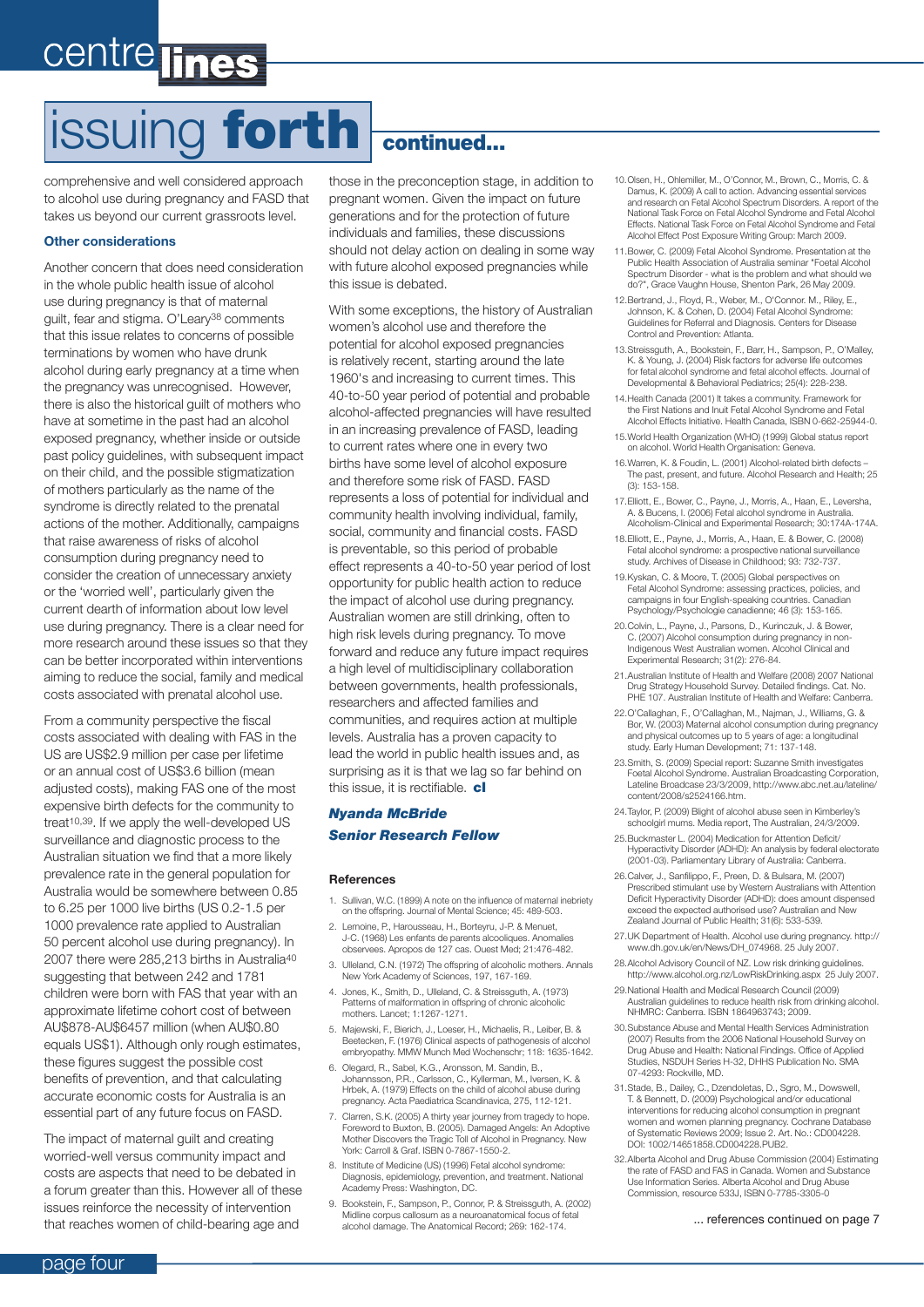# issuing forth continued...

comprehensive and well considered approach to alcohol use during pregnancy and FASD that takes us beyond our current grassroots level.

### Other considerations

Another concern that does need consideration in the whole public health issue of alcohol use during pregnancy is that of maternal guilt, fear and stigma. O'Leary[38] comments that this issue relates to concerns of possible terminations by women who have drunk alcohol during early pregnancy at a time when the pregnancy was unrecognised. However, there is also the historical guilt of mothers who have at sometime in the past had an alcohol exposed pregnancy, whether inside or outside past policy guidelines, with subsequent impact on their child, and the possible stigmatization of mothers particularly as the name of the syndrome is directly related to the prenatal actions of the mother. Additionally, campaigns that raise awareness of risks of alcohol consumption during pregnancy need to consider the creation of unnecessary anxiety or the 'worried well', particularly given the current dearth of information about low level use during pregnancy. There is a clear need for more research around these issues so that they can be better incorporated within interventions aiming to reduce the social, family and medical costs associated with prenatal alcohol use.

From a community perspective the fiscal costs associated with dealing with FAS in the US are US$2.9 million per case per lifetime or an annual cost of US$3.6 billion (mean adjusted costs), making FAS one of the most expensive birth defects for the community to treat[10,39]. If we apply the well-developed US surveillance and diagnostic process to the Australian situation we find that a more likely prevalence rate in the general population for Australia would be somewhere between 0.85 to 6.25 per 1000 live births (US 0.2-1.5 per 1000 prevalence rate applied to Australian 50 percent alcohol use during pregnancy). In 2007 there were 285,213 births in Australia[40] suggesting that between 242 and 1781 children were born with FAS that year with an approximate lifetime cohort cost of between AU$878-AU$6457 million (when AU$0.80 equals US$1). Although only rough estimates, these figures suggest the possible cost benefits of prevention, and that calculating accurate economic costs for Australia is an essential part of any future focus on FASD.

The impact of maternal guilt and creating worried-well versus community impact and costs are aspects that need to be debated in a forum greater than this. However all of these issues reinforce the necessity of intervention that reaches women of child-bearing age and those in the preconception stage, in addition to pregnant women. Given the impact on future generations and for the protection of future individuals and families, these discussions should not delay action on dealing in some way with future alcohol exposed pregnancies while this issue is debated.

With some exceptions, the history of Australian women's alcohol use and therefore the potential for alcohol exposed pregnancies is relatively recent, starting around the late 1960's and increasing to current times. This 40-to-50 year period of potential and probable alcohol-affected pregnancies will have resulted in an increasing prevalence of FASD, leading to current rates where one in every two births have some level of alcohol exposure and therefore some risk of FASD. FASD represents a loss of potential for individual and community health involving individual, family, social, community and financial costs. FASD is preventable, so this period of probable effect represents a 40-to-50 year period of lost opportunity for public health action to reduce the impact of alcohol use during pregnancy. Australian women are still drinking, often to high risk levels during pregnancy. To move forward and reduce any future impact requires a high level of multidisciplinary collaboration between governments, health professionals, researchers and affected families and communities, and requires action at multiple levels. Australia has a proven capacity to lead the world in public health issues and, as surprising as it is that we lag so far behind on this issue, it is rectifiable. **cl**

***Nyanda McBride***
***Senior Research Fellow***

### References

1. Sullivan, W.C. (1899) A note on the influence of maternal inebriety on the offspring. Journal of Mental Science; 45: 489-503.
2. Lemoine, P., Harousseau, H., Borteyru, J-P. & Menuet, J-C. (1968) Les enfants de parents alcooliques. Anomalies observees. Apropos de 127 cas. Ouest Med; 21:476-482.
3. Ulleland, C.N. (1972) The offspring of alcoholic mothers. Annals New York Academy of Sciences, 197, 167-169.
4. Jones, K., Smith, D., Ulleland, C. & Streissguth, A. (1973) Patterns of malformation in offspring of chronic alcoholic mothers. Lancet; 1:1267-1271.
5. Majewski, F., Bierich, J., Loeser, H., Michaelis, R., Leiber, B. & Beetecken, F. (1976) Clinical aspects of pathogenesis of alcohol embryopathy. MMW Munch Med Wochenschr; 118: 1635-1642.
6. Olegard, R., Sabel, K.G., Aronsson, M. Sandin, B., Johannsson, P.R., Carlsson, C., Kyllerman, M., Iversen, K. & Hrbek, A. (1979) Effects on the child of alcohol abuse during pregnancy. Acta Paediatrica Scandinavica, 275, 112-121.
7. Clarren, S.K. (2005) A thirty year journey from tragedy to hope. Foreword to Buxton, B. (2005). Damaged Angels: An Adoptive Mother Discovers the Tragic Toll of Alcohol in Pregnancy. New York: Carroll & Graf. ISBN 0-7867-1550-2.
8. Institute of Medicine (US) (1996) Fetal alcohol syndrome: Diagnosis, epidemiology, prevention, and treatment. National Academy Press: Washington, DC.
9. Bookstein, F., Sampson, P., Connor, P. & Streissguth, A. (2002) Midline corpus callosum as a neuroanatomical focus of fetal alcohol damage. The Anatomical Record; 269: 162-174.
10. Olsen, H., Ohlemiller, M., O'Connor, M., Brown, C., Morris, C. & Damus, K. (2009) A call to action. Advancing essential services and research on Fetal Alcohol Spectrum Disorders. A report of the National Task Force on Fetal Alcohol Syndrome and Fetal Alcohol Effects. National Task Force on Fetal Alcohol Syndrome and Fetal Alcohol Effect Post Exposure Writing Group: March 2009.
11. Bower, C. (2009) Fetal Alcohol Syndrome. Presentation at the Public Health Association of Australia seminar "Foetal Alcohol Spectrum Disorder - what is the problem and what should we do?", Grace Vaughn House, Shenton Park, 26 May 2009.
12. Bertrand, J., Floyd, R., Weber, M., O'Connor. M., Riley, E., Johnson, K. & Cohen, D. (2004) Fetal Alcohol Syndrome: Guidelines for Referral and Diagnosis. Centers for Disease Control and Prevention: Atlanta.
13. Streissguth, A., Bookstein, F., Barr, H., Sampson, P., O'Malley, K. & Young, J. (2004) Risk factors for adverse life outcomes for fetal alcohol syndrome and fetal alcohol effects. Journal of Developmental & Behavioral Pediatrics; 25(4): 228-238.
14. Health Canada (2001) It takes a community. Framework for the First Nations and Inuit Fetal Alcohol Syndrome and Fetal Alcohol Effects Initiative. Health Canada, ISBN 0-662-25944-0.
15. World Health Organization (WHO) (1999) Global status report on alcohol. World Health Organisation: Geneva.
16. Warren, K. & Foudin, L. (2001) Alcohol-related birth defects – The past, present, and future. Alcohol Research and Health; 25 (3): 153-158.
17. Elliott, E., Bower, C., Payne, J., Morris, A., Haan, E., Leversha, A. & Bucens, I. (2006) Fetal alcohol syndrome in Australia. Alcoholism-Clinical and Experimental Research; 30:174A-174A.
18. Elliott, E., Payne, J., Morris, A., Haan, E. & Bower, C. (2008) Fetal alcohol syndrome: a prospective national surveillance study. Archives of Disease in Childhood; 93: 732-737.
19. Kyskan, C. & Moore, T. (2005) Global perspectives on Fetal Alcohol Syndrome: assessing practices, policies, and campaigns in four English-speaking countries. Canadian Psychology/Psychologie canadienne; 46 (3): 153-165.
20. Colvin, L., Payne, J., Parsons, D., Kurinczuk, J. & Bower, C. (2007) Alcohol consumption during pregnancy in non-Indigenous West Australian women. Alcohol Clinical and Experimental Research; 31(2): 276-84.
21. Australian Institute of Health and Welfare (2008) 2007 National Drug Strategy Household Survey. Detailed findings. Cat. No. PHE 107. Australian Institute of Health and Welfare: Canberra.
22. O'Callaghan, F., O'Callaghan, M., Najman, J., Williams, G. & Bor, W. (2003) Maternal alcohol consumption during pregnancy and physical outcomes up to 5 years of age: a longitudinal study. Early Human Development; 71: 137-148.
23. Smith, S. (2009) Special report: Suzanne Smith investigates Foetal Alcohol Syndrome. Australian Broadcasting Corporation, Lateline Broadcase 23/3/2009, http://www.abc.net.au/lateline/content/2008/s2524166.htm.
24. Taylor, P. (2009) Blight of alcohol abuse seen in Kimberley's schoolgirl mums. Media report, The Australian, 24/3/2009.
25. Buckmaster L. (2004) Medication for Attention Deficit/Hyperactivity Disorder (ADHD): An analysis by federal electorate (2001-03). Parliamentary Library of Australia: Canberra.
26. Calver, J., Sanfilippo, F., Preen, D. & Bulsara, M. (2007) Prescribed stimulant use by Western Australians with Attention Deficit Hyperactivity Disorder (ADHD): does amount dispensed exceed the expected authorised use? Australian and New Zealand Journal of Public Health; 31(6): 533-539.
27. UK Department of Health. Alcohol use during pregnancy. http://www.dh.gov.uk/en/News/DH_074968. 25 July 2007.
28. Alcohol Advisory Council of NZ. Low risk drinking guidelines. http://www.alcohol.org.nz/LowRiskDrinking.aspx 25 July 2007.
29. National Health and Medical Research Council (2009) Australian guidelines to reduce health risk from drinking alcohol. NHMRC: Canberra. ISBN 1864963743; 2009.
30. Substance Abuse and Mental Health Services Administration (2007) Results from the 2006 National Household Survey on Drug Abuse and Health: National Findings. Office of Applied Studies, NSDUH Series H-32, DHHS Publication No. SMA 07-4293: Rockville, MD.
31. Stade, B., Dailey, C., Dzendoletas, D., Sgro, M., Dowswell, T. & Bennett, D. (2009) Psychological and/or educational interventions for reducing alcohol consumption in pregnant women and women planning pregnancy. Cochrane Database of Systematic Reviews 2009; Issue 2. Art. No.: CD004228. DOI: 1002/14651858.CD004228.PUB2.
32. Alberta Alcohol and Drug Abuse Commission (2004) Estimating the rate of FASD and FAS in Canada. Women and Substance Use Information Series. Alberta Alcohol and Drug Abuse Commission, resource 533J, ISBN 0-7785-3305-0

... references continued on page 7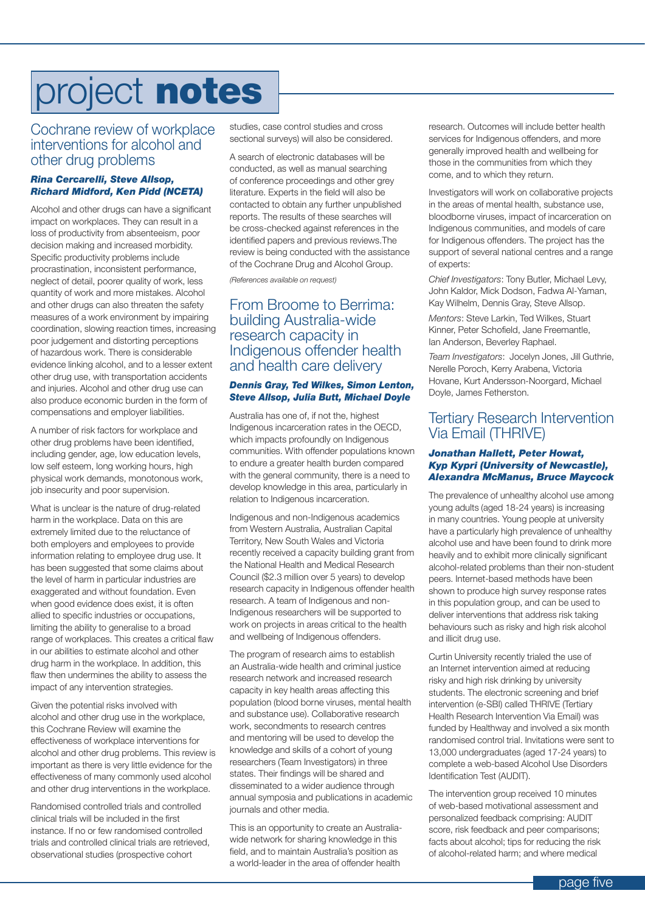# project notes

## Cochrane review of workplace interventions for alcohol and other drug problems

***Rina Cercarelli, Steve Allsop, Richard Midford, Ken Pidd (NCETA)***

Alcohol and other drugs can have a significant impact on workplaces. They can result in a loss of productivity from absenteeism, poor decision making and increased morbidity. Specific productivity problems include procrastination, inconsistent performance, neglect of detail, poorer quality of work, less quantity of work and more mistakes. Alcohol and other drugs can also threaten the safety measures of a work environment by impairing coordination, slowing reaction times, increasing poor judgement and distorting perceptions of hazardous work. There is considerable evidence linking alcohol, and to a lesser extent other drug use, with transportation accidents and injuries. Alcohol and other drug use can also produce economic burden in the form of compensations and employer liabilities.

A number of risk factors for workplace and other drug problems have been identified, including gender, age, low education levels, low self esteem, long working hours, high physical work demands, monotonous work, job insecurity and poor supervision.

What is unclear is the nature of drug-related harm in the workplace. Data on this are extremely limited due to the reluctance of both employers and employees to provide information relating to employee drug use. It has been suggested that some claims about the level of harm in particular industries are exaggerated and without foundation. Even when good evidence does exist, it is often allied to specific industries or occupations, limiting the ability to generalise to a broad range of workplaces. This creates a critical flaw in our abilities to estimate alcohol and other drug harm in the workplace. In addition, this flaw then undermines the ability to assess the impact of any intervention strategies.

Given the potential risks involved with alcohol and other drug use in the workplace, this Cochrane Review will examine the effectiveness of workplace interventions for alcohol and other drug problems. This review is important as there is very little evidence for the effectiveness of many commonly used alcohol and other drug interventions in the workplace.

Randomised controlled trials and controlled clinical trials will be included in the first instance. If no or few randomised controlled trials and controlled clinical trials are retrieved, observational studies (prospective cohort studies, case control studies and cross sectional surveys) will also be considered.

A search of electronic databases will be conducted, as well as manual searching of conference proceedings and other grey literature. Experts in the field will also be contacted to obtain any further unpublished reports. The results of these searches will be cross-checked against references in the identified papers and previous reviews.The review is being conducted with the assistance of the Cochrane Drug and Alcohol Group.

*(References available on request)*

## From Broome to Berrima: building Australia-wide research capacity in Indigenous offender health and health care delivery

***Dennis Gray, Ted Wilkes, Simon Lenton, Steve Allsop, Julia Butt, Michael Doyle***

Australia has one of, if not the, highest Indigenous incarceration rates in the OECD, which impacts profoundly on Indigenous communities. With offender populations known to endure a greater health burden compared with the general community, there is a need to develop knowledge in this area, particularly in relation to Indigenous incarceration.

Indigenous and non-Indigenous academics from Western Australia, Australian Capital Territory, New South Wales and Victoria recently received a capacity building grant from the National Health and Medical Research Council ($2.3 million over 5 years) to develop research capacity in Indigenous offender health research. A team of Indigenous and non-Indigenous researchers will be supported to work on projects in areas critical to the health and wellbeing of Indigenous offenders.

The program of research aims to establish an Australia-wide health and criminal justice research network and increased research capacity in key health areas affecting this population (blood borne viruses, mental health and substance use). Collaborative research work, secondments to research centres and mentoring will be used to develop the knowledge and skills of a cohort of young researchers (Team Investigators) in three states. Their findings will be shared and disseminated to a wider audience through annual symposia and publications in academic journals and other media.

This is an opportunity to create an Australia-wide network for sharing knowledge in this field, and to maintain Australia's position as a world-leader in the area of offender health research. Outcomes will include better health services for Indigenous offenders, and more generally improved health and wellbeing for those in the communities from which they come, and to which they return.

Investigators will work on collaborative projects in the areas of mental health, substance use, bloodborne viruses, impact of incarceration on Indigenous communities, and models of care for Indigenous offenders. The project has the support of several national centres and a range of experts:

*Chief Investigators*: Tony Butler, Michael Levy, John Kaldor, Mick Dodson, Fadwa Al-Yaman, Kay Wilhelm, Dennis Gray, Steve Allsop.

*Mentors*: Steve Larkin, Ted Wilkes, Stuart Kinner, Peter Schofield, Jane Freemantle, Ian Anderson, Beverley Raphael.

*Team Investigators*: Jocelyn Jones, Jill Guthrie, Nerelle Poroch, Kerry Arabena, Victoria Hovane, Kurt Andersson-Noorgard, Michael Doyle, James Fetherston.

## Tertiary Research Intervention Via Email (THRIVE)

***Jonathan Hallett, Peter Howat, Kyp Kypri (University of Newcastle), Alexandra McManus, Bruce Maycock***

The prevalence of unhealthy alcohol use among young adults (aged 18-24 years) is increasing in many countries. Young people at university have a particularly high prevalence of unhealthy alcohol use and have been found to drink more heavily and to exhibit more clinically significant alcohol-related problems than their non-student peers. Internet-based methods have been shown to produce high survey response rates in this population group, and can be used to deliver interventions that address risk taking behaviours such as risky and high risk alcohol and illicit drug use.

Curtin University recently trialed the use of an Internet intervention aimed at reducing risky and high risk drinking by university students. The electronic screening and brief intervention (e-SBI) called THRIVE (Tertiary Health Research Intervention Via Email) was funded by Healthway and involved a six month randomised control trial. Invitations were sent to 13,000 undergraduates (aged 17-24 years) to complete a web-based Alcohol Use Disorders Identification Test (AUDIT).

The intervention group received 10 minutes of web-based motivational assessment and personalized feedback comprising: AUDIT score, risk feedback and peer comparisons; facts about alcohol; tips for reducing the risk of alcohol-related harm; and where medical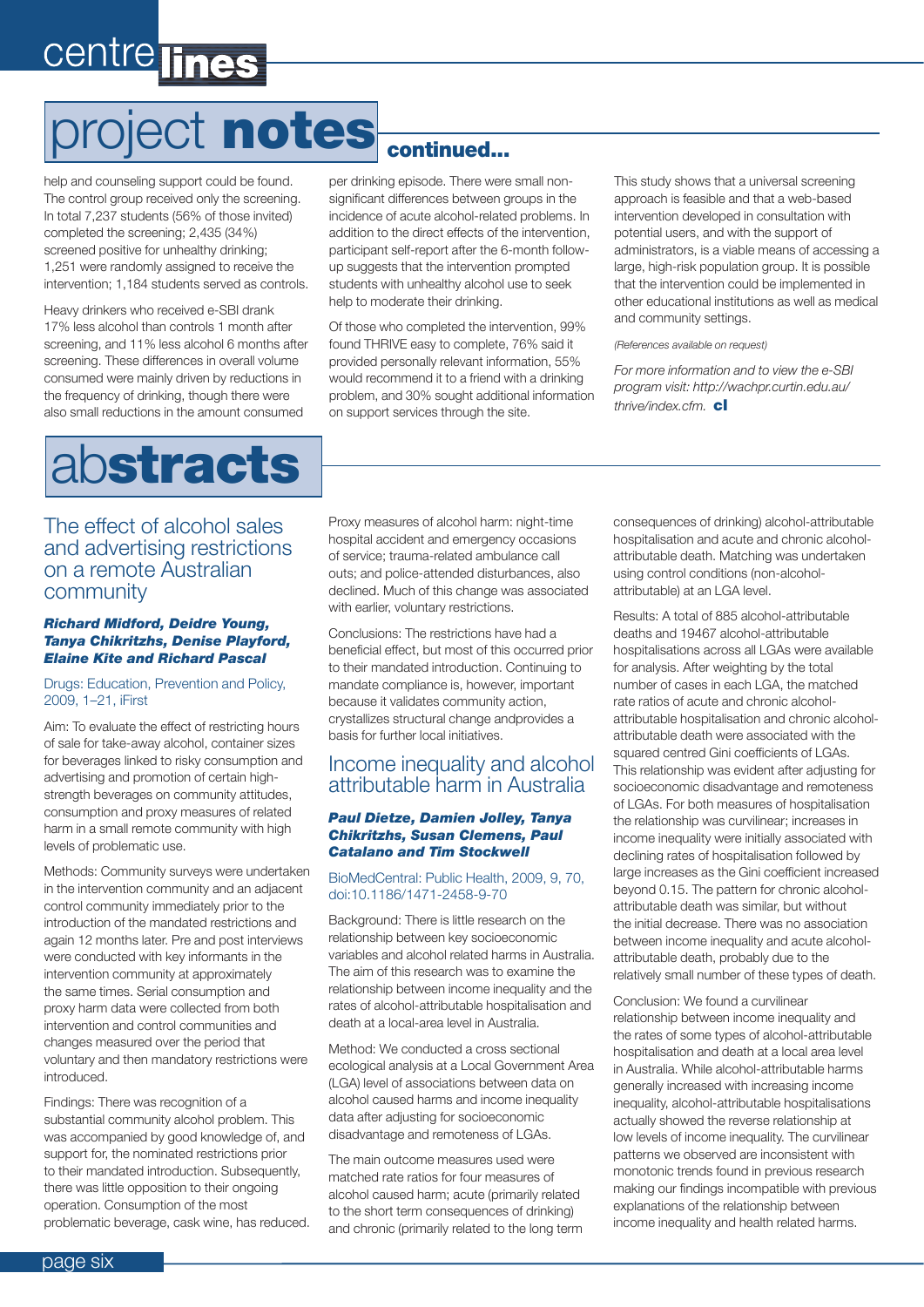# project **notes** continued...

help and counseling support could be found. The control group received only the screening. In total 7,237 students (56% of those invited) completed the screening; 2,435 (34%) screened positive for unhealthy drinking; 1,251 were randomly assigned to receive the intervention; 1,184 students served as controls.

Heavy drinkers who received e-SBI drank 17% less alcohol than controls 1 month after screening, and 11% less alcohol 6 months after screening. These differences in overall volume consumed were mainly driven by reductions in the frequency of drinking, though there were also small reductions in the amount consumed per drinking episode. There were small non-significant differences between groups in the incidence of acute alcohol-related problems. In addition to the direct effects of the intervention, participant self-report after the 6-month follow-up suggests that the intervention prompted students with unhealthy alcohol use to seek help to moderate their drinking.

Of those who completed the intervention, 99% found THRIVE easy to complete, 76% said it provided personally relevant information, 55% would recommend it to a friend with a drinking problem, and 30% sought additional information on support services through the site.

This study shows that a universal screening approach is feasible and that a web-based intervention developed in consultation with potential users, and with the support of administrators, is a viable means of accessing a large, high-risk population group. It is possible that the intervention could be implemented in other educational institutions as well as medical and community settings.

*(References available on request)*

*For more information and to view the e-SBI program visit: http://wachpr.curtin.edu.au/thrive/index.cfm.* **cl**

# ab**stracts**

## The effect of alcohol sales and advertising restrictions on a remote Australian community

***Richard Midford, Deidre Young, Tanya Chikritzhs, Denise Playford, Elaine Kite and Richard Pascal***

Drugs: Education, Prevention and Policy, 2009, 1–21, iFirst

Aim: To evaluate the effect of restricting hours of sale for take-away alcohol, container sizes for beverages linked to risky consumption and advertising and promotion of certain high-strength beverages on community attitudes, consumption and proxy measures of related harm in a small remote community with high levels of problematic use.

Methods: Community surveys were undertaken in the intervention community and an adjacent control community immediately prior to the introduction of the mandated restrictions and again 12 months later. Pre and post interviews were conducted with key informants in the intervention community at approximately the same times. Serial consumption and proxy harm data were collected from both intervention and control communities and changes measured over the period that voluntary and then mandatory restrictions were introduced.

Findings: There was recognition of a substantial community alcohol problem. This was accompanied by good knowledge of, and support for, the nominated restrictions prior to their mandated introduction. Subsequently, there was little opposition to their ongoing operation. Consumption of the most problematic beverage, cask wine, has reduced. Proxy measures of alcohol harm: night-time hospital accident and emergency occasions of service; trauma-related ambulance call outs; and police-attended disturbances, also declined. Much of this change was associated with earlier, voluntary restrictions.

Conclusions: The restrictions have had a beneficial effect, but most of this occurred prior to their mandated introduction. Continuing to mandate compliance is, however, important because it validates community action, crystallizes structural change andprovides a basis for further local initiatives.

## Income inequality and alcohol attributable harm in Australia

***Paul Dietze, Damien Jolley, Tanya Chikritzhs, Susan Clemens, Paul Catalano and Tim Stockwell***

BioMedCentral: Public Health, 2009, 9, 70, doi:10.1186/1471-2458-9-70

Background: There is little research on the relationship between key socioeconomic variables and alcohol related harms in Australia. The aim of this research was to examine the relationship between income inequality and the rates of alcohol-attributable hospitalisation and death at a local-area level in Australia.

Method: We conducted a cross sectional ecological analysis at a Local Government Area (LGA) level of associations between data on alcohol caused harms and income inequality data after adjusting for socioeconomic disadvantage and remoteness of LGAs.

The main outcome measures used were matched rate ratios for four measures of alcohol caused harm; acute (primarily related to the short term consequences of drinking) and chronic (primarily related to the long term consequences of drinking) alcohol-attributable hospitalisation and acute and chronic alcohol-attributable death. Matching was undertaken using control conditions (non-alcohol-attributable) at an LGA level.

Results: A total of 885 alcohol-attributable deaths and 19467 alcohol-attributable hospitalisations across all LGAs were available for analysis. After weighting by the total number of cases in each LGA, the matched rate ratios of acute and chronic alcohol-attributable hospitalisation and chronic alcohol-attributable death were associated with the squared centred Gini coefficients of LGAs. This relationship was evident after adjusting for socioeconomic disadvantage and remoteness of LGAs. For both measures of hospitalisation the relationship was curvilinear; increases in income inequality were initially associated with declining rates of hospitalisation followed by large increases as the Gini coefficient increased beyond 0.15. The pattern for chronic alcohol-attributable death was similar, but without the initial decrease. There was no association between income inequality and acute alcohol-attributable death, probably due to the relatively small number of these types of death.

Conclusion: We found a curvilinear relationship between income inequality and the rates of some types of alcohol-attributable hospitalisation and death at a local area level in Australia. While alcohol-attributable harms generally increased with increasing income inequality, alcohol-attributable hospitalisations actually showed the reverse relationship at low levels of income inequality. The curvilinear patterns we observed are inconsistent with monotonic trends found in previous research making our findings incompatible with previous explanations of the relationship between income inequality and health related harms.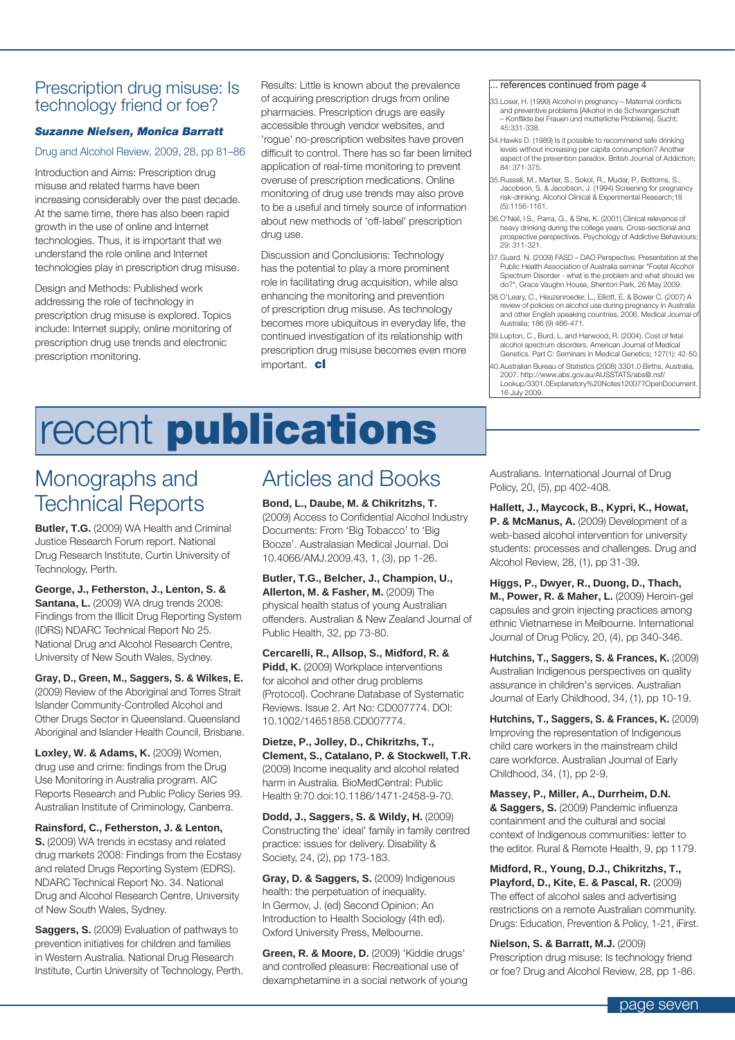## Prescription drug misuse: Is technology friend or foe?

***Suzanne Nielsen, Monica Barratt***

Drug and Alcohol Review, 2009, 28, pp 81–86

Introduction and Aims: Prescription drug misuse and related harms have been increasing considerably over the past decade. At the same time, there has also been rapid growth in the use of online and Internet technologies. Thus, it is important that we understand the role online and Internet technologies play in prescription drug misuse.

Design and Methods: Published work addressing the role of technology in prescription drug misuse is explored. Topics include: Internet supply, online monitoring of prescription drug use trends and electronic prescription monitoring.

Results: Little is known about the prevalence of acquiring prescription drugs from online pharmacies. Prescription drugs are easily accessible through vendor websites, and 'rogue' no-prescription websites have proven difficult to control. There has so far been limited application of real-time monitoring to prevent overuse of prescription medications. Online monitoring of drug use trends may also prove to be a useful and timely source of information about new methods of 'off-label' prescription drug use.

Discussion and Conclusions: Technology has the potential to play a more prominent role in facilitating drug acquisition, while also enhancing the monitoring and prevention of prescription drug misuse. As technology becomes more ubiquitous in everyday life, the continued investigation of its relationship with prescription drug misuse becomes even more important. **cl**

... references continued from page 4

33. Loser, H. (1999) Alcohol in pregnancy – Maternal conflicts and preventive problems [Alkohol in de Schwangerschaft – Konflikte bei Frauen und mutterliche Probleme]. Sucht; 45:331-338.
34. Hawks D. (1989) Is it possible to recommend safe drinking levels without increasing per capita consumption? Another aspect of the prevention paradox. British Journal of Addiction; 84: 371-375.
35. Russell, M., Martier, S., Sokol, R., Mudar, P., Bottoms, S., Jacobson, S. & Jacobson, J. (1994) Screening for pregnancy risk-drinking. Alcohol Clinical & Experimental Research;18 (5):1156-1161.
36. O'Neil, I S., Parra, G., & She, K. (2001) Clinical relevance of heavy drinking during the college years. Cross-sectional and prospective perspectives. Psychology of Addictive Behaviours; 29: 311-321.
37. Guard. N. (2009) FASD – DAO Perspective. Presentation at the Public Health Association of Australia seminar "Foetal Alcohol Spectrum Disorder - what is the problem and what should we do?", Grace Vaughn House, Shenton Park, 26 May 2009.
38. O'Leary, C., Heuzenroeder, L., Elliott, E. & Bower C. (2007) A review of policies on alcohol use during pregnancy in Australia and other English speaking countries, 2006. Medical Journal of Australia; 186 (9) 466-471.
39. Lupton, C., Burd, L. and Harwood, R. (2004). Cost of fetal alcohol spectrum disorders. American Journal of Medical Genetics. Part C: Seminars in Medical Genetics; 127(1): 42-50.
40. Australian Bureau of Statistics (2008) 3301.0 Births, Australia, 2007. http://www.abs.gov.au/AUSSTATS/abs@.nsf/Lookup/3301.0Explanatory%20Notes12007?OpenDocument. 16 July 2009.

# recent **publications**

## Monographs and Technical Reports

**Butler, T.G.** (2009) WA Health and Criminal Justice Research Forum report. National Drug Research Institute, Curtin University of Technology, Perth.

**George, J., Fetherston, J., Lenton, S. & Santana, L.** (2009) WA drug trends 2008: Findings from the Illicit Drug Reporting System (IDRS) NDARC Technical Report No 25. National Drug and Alcohol Research Centre, University of New South Wales, Sydney.

**Gray, D., Green, M., Saggers, S. & Wilkes, E.** (2009) Review of the Aboriginal and Torres Strait Islander Community-Controlled Alcohol and Other Drugs Sector in Queensland. Queensland Aboriginal and Islander Health Council, Brisbane.

**Loxley, W. & Adams, K.** (2009) Women, drug use and crime: findings from the Drug Use Monitoring in Australia program. AIC Reports Research and Public Policy Series 99. Australian Institute of Criminology, Canberra.

**Rainsford, C., Fetherston, J. & Lenton, S.** (2009) WA trends in ecstasy and related drug markets 2008: Findings from the Ecstasy and related Drugs Reporting System (EDRS). NDARC Technical Report No. 34. National Drug and Alcohol Research Centre, University of New South Wales, Sydney.

**Saggers, S.** (2009) Evaluation of pathways to prevention initiatives for children and families in Western Australia. National Drug Research Institute, Curtin University of Technology, Perth.

## Articles and Books

**Bond, L., Daube, M. & Chikritzhs, T.** (2009) Access to Confidential Alcohol Industry Documents: From 'Big Tobacco' to 'Big Booze'. Australasian Medical Journal. Doi 10.4066/AMJ.2009.43, 1, (3), pp 1-26.

**Butler, T.G., Belcher, J., Champion, U., Allerton, M. & Fasher, M.** (2009) The physical health status of young Australian offenders. Australian & New Zealand Journal of Public Health, 32, pp 73-80.

**Cercarelli, R., Allsop, S., Midford, R. & Pidd, K.** (2009) Workplace interventions for alcohol and other drug problems (Protocol). Cochrane Database of Systematic Reviews. Issue 2. Art No: CD007774. DOI: 10.1002/14651858.CD007774.

**Dietze, P., Jolley, D., Chikritzhs, T., Clement, S., Catalano, P. & Stockwell, T.R.** (2009) Income inequality and alcohol related harm in Australia. BioMedCentral: Public Health 9:70 doi:10.1186/1471-2458-9-70.

**Dodd, J., Saggers, S. & Wildy, H.** (2009) Constructing the' ideal' family in family centred practice: issues for delivery. Disability & Society, 24, (2), pp 173-183.

**Gray, D. & Saggers, S.** (2009) Indigenous health: the perpetuation of inequality. In Germov, J. (ed) Second Opinion: An Introduction to Health Sociology (4th ed). Oxford University Press, Melbourne.

**Green, R. & Moore, D.** (2009) 'Kiddie drugs' and controlled pleasure: Recreational use of dexamphetamine in a social network of young Australians. International Journal of Drug Policy, 20, (5), pp 402-408.

**Hallett, J., Maycock, B., Kypri, K., Howat, P. & McManus, A.** (2009) Development of a web-based alcohol intervention for university students: processes and challenges. Drug and Alcohol Review, 28, (1), pp 31-39.

**Higgs, P., Dwyer, R., Duong, D., Thach, M., Power, R. & Maher, L.** (2009) Heroin-gel capsules and groin injecting practices among ethnic Vietnamese in Melbourne. International Journal of Drug Policy, 20, (4), pp 340-346.

**Hutchins, T., Saggers, S. & Frances, K.** (2009) Australian Indigenous perspectives on quality assurance in children's services. Australian Journal of Early Childhood, 34, (1), pp 10-19.

**Hutchins, T., Saggers, S. & Frances, K.** (2009) Improving the representation of Indigenous child care workers in the mainstream child care workforce. Australian Journal of Early Childhood, 34, (1), pp 2-9.

**Massey, P., Miller, A., Durrheim, D.N. & Saggers, S.** (2009) Pandemic influenza containment and the cultural and social context of Indigenous communities: letter to the editor. Rural & Remote Health, 9, pp 1179.

**Midford, R., Young, D.J., Chikritzhs, T., Playford, D., Kite, E. & Pascal, R.** (2009) The effect of alcohol sales and advertising restrictions on a remote Australian community. Drugs: Education, Prevention & Policy, 1-21, iFirst.

**Nielson, S. & Barratt, M.J.** (2009) Prescription drug misuse: Is technology friend or foe? Drug and Alcohol Review, 28, pp 1-86.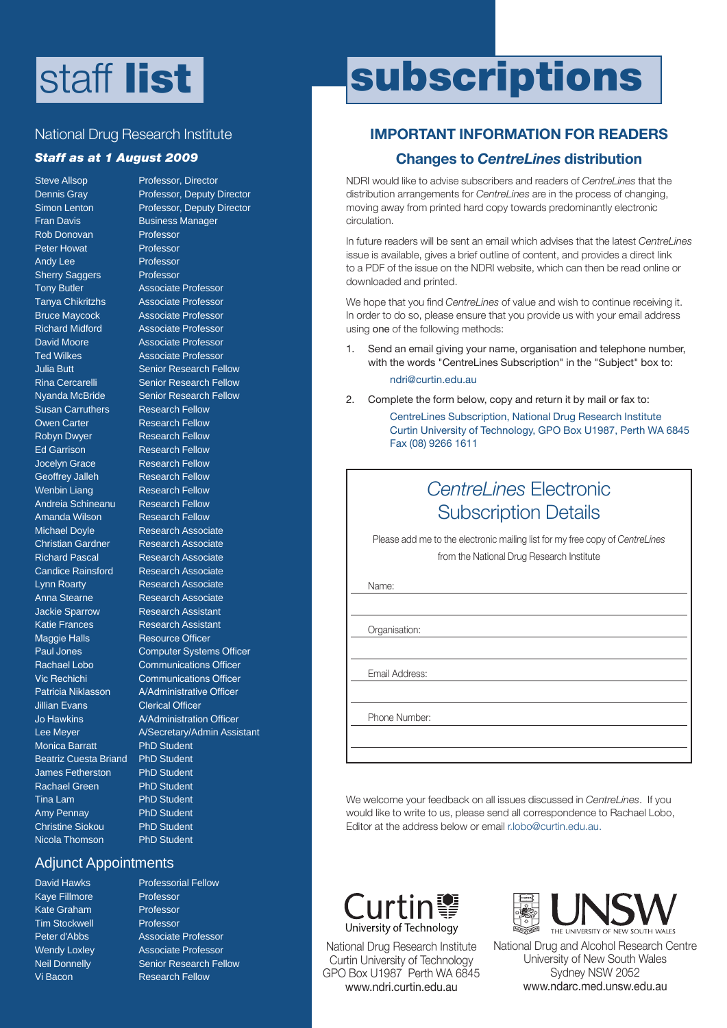# staff **list**

## National Drug Research Institute

### *Staff as at 1 August 2009*

| | |
|---|---|
| Steve Allsop | Professor, Director |
| Dennis Gray | Professor, Deputy Director |
| Simon Lenton | Professor, Deputy Director |
| Fran Davis | Business Manager |
| Rob Donovan | Professor |
| Peter Howat | Professor |
| Andy Lee | Professor |
| Sherry Saggers | Professor |
| Tony Butler | Associate Professor |
| Tanya Chikritzhs | Associate Professor |
| Bruce Maycock | Associate Professor |
| Richard Midford | Associate Professor |
| David Moore | Associate Professor |
| Ted Wilkes | Associate Professor |
| Julia Butt | Senior Research Fellow |
| Rina Cercarelli | Senior Research Fellow |
| Nyanda McBride | Senior Research Fellow |
| Susan Carruthers | Research Fellow |
| Owen Carter | Research Fellow |
| Robyn Dwyer | Research Fellow |
| Ed Garrison | Research Fellow |
| Jocelyn Grace | Research Fellow |
| Geoffrey Jalleh | Research Fellow |
| Wenbin Liang | Research Fellow |
| Andreia Schineanu | Research Fellow |
| Amanda Wilson | Research Fellow |
| Michael Doyle | Research Associate |
| Christian Gardner | Research Associate |
| Richard Pascal | Research Associate |
| Candice Rainsford | Research Associate |
| Lynn Roarty | Research Associate |
| Anna Stearne | Research Associate |
| Jackie Sparrow | Research Assistant |
| Katie Frances | Research Assistant |
| Maggie Halls | Resource Officer |
| Paul Jones | Computer Systems Officer |
| Rachael Lobo | Communications Officer |
| Vic Rechichi | Communications Officer |
| Patricia Niklasson | A/Administrative Officer |
| Jillian Evans | Clerical Officer |
| Jo Hawkins | A/Administration Officer |
| Lee Meyer | A/Secretary/Admin Assistant |
| Monica Barratt | PhD Student |
| Beatriz Cuesta Briand | PhD Student |
| James Fetherston | PhD Student |
| Rachael Green | PhD Student |
| Tina Lam | PhD Student |
| Amy Pennay | PhD Student |
| Christine Siokou | PhD Student |
| Nicola Thomson | PhD Student |

## Adjunct Appointments

| | |
|---|---|
| David Hawks | Professorial Fellow |
| Kaye Fillmore | Professor |
| Kate Graham | Professor |
| Tim Stockwell | Professor |
| Peter d'Abbs | Associate Professor |
| Wendy Loxley | Associate Professor |
| Neil Donnelly | Senior Research Fellow |
| Vi Bacon | Research Fellow |

# subscriptions

## IMPORTANT INFORMATION FOR READERS

### Changes to *CentreLines* distribution

NDRI would like to advise subscribers and readers of *CentreLines* that the distribution arrangements for *CentreLines* are in the process of changing, moving away from printed hard copy towards predominantly electronic circulation.

In future readers will be sent an email which advises that the latest *CentreLines* issue is available, gives a brief outline of content, and provides a direct link to a PDF of the issue on the NDRI website, which can then be read online or downloaded and printed.

We hope that you find *CentreLines* of value and wish to continue receiving it. In order to do so, please ensure that you provide us with your email address using one of the following methods:

1. Send an email giving your name, organisation and telephone number, with the words "CentreLines Subscription" in the "Subject" box to:
   ndri@curtin.edu.au
2. Complete the form below, copy and return it by mail or fax to:
   CentreLines Subscription, National Drug Research Institute
   Curtin University of Technology, GPO Box U1987, Perth WA 6845
   Fax (08) 9266 1611

### *CentreLines* Electronic Subscription Details

Please add me to the electronic mailing list for my free copy of *CentreLines* from the National Drug Research Institute

Name:

Organisation:

Email Address:

Phone Number:

We welcome your feedback on all issues discussed in *CentreLines*. If you would like to write to us, please send all correspondence to Rachael Lobo, Editor at the address below or email r.lobo@curtin.edu.au.

Curtin University of Technology
National Drug Research Institute
Curtin University of Technology
GPO Box U1987 Perth WA 6845
www.ndri.curtin.edu.au

UNSW THE UNIVERSITY OF NEW SOUTH WALES
National Drug and Alcohol Research Centre
University of New South Wales
Sydney NSW 2052
www.ndarc.med.unsw.edu.au